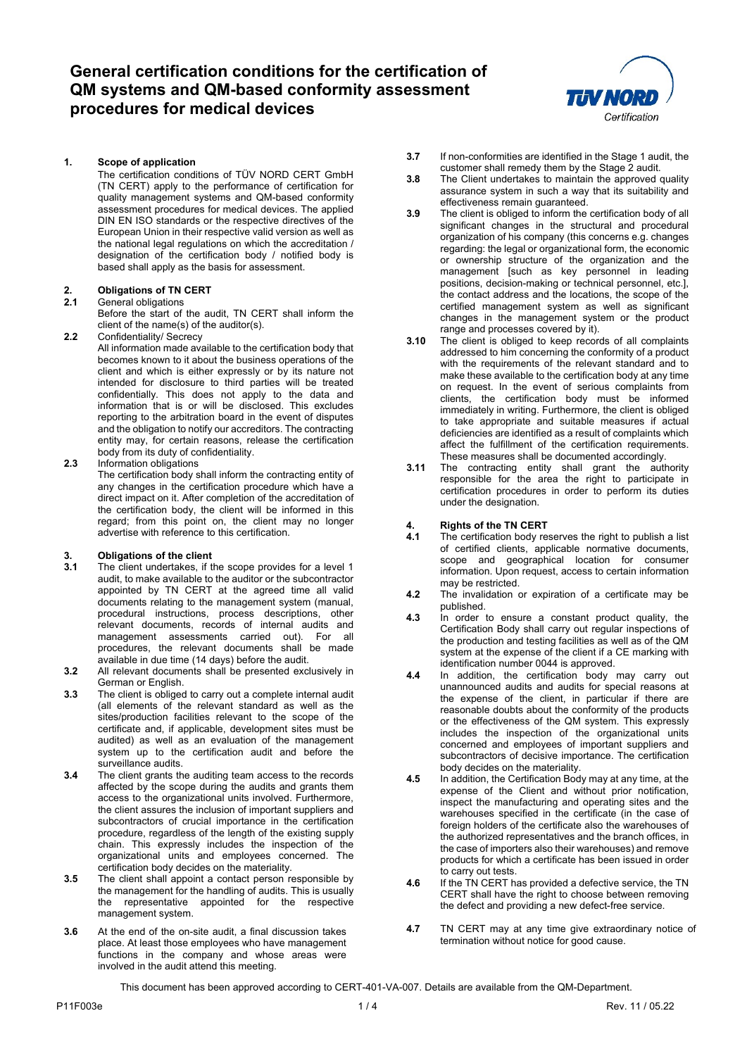# General certification conditions for the certification of QM systems and QM-based conformity assessment procedures for medical devices

## 1. Scope of application

The certification conditions of TÜV NORD CERT GmbH (TN CERT) apply to the performance of certification for quality management systems and QM-based conformity assessment procedures for medical devices. The applied DIN EN ISO standards or the respective directives of the European Union in their respective valid version as well as the national legal regulations on which the accreditation / designation of the certification body / notified body is based shall apply as the basis for assessment.

## 2. Obligations of TN CERT

**2.1** General obligations

Before the start of the audit, TN CERT shall inform the client of the name(s) of the auditor(s).

**2.2** Confidentiality/ Secrecy

All information made available to the certification body that becomes known to it about the business operations of the client and which is either expressly or by its nature not intended for disclosure to third parties will be treated confidentially. This does not apply to the data and information that is or will be disclosed. This excludes reporting to the arbitration board in the event of disputes and the obligation to notify our accreditors. The contracting entity may, for certain reasons, release the certification body from its duty of confidentiality.

**2.3** Information obligations

The certification body shall inform the contracting entity of any changes in the certification procedure which have a direct impact on it. After completion of the accreditation of the certification body, the client will be informed in this regard; from this point on, the client may no longer advertise with reference to this certification.

## 3. Obligations of the client

**3.1** The client undertakes, if the scope provides for a level 1 audit, to make available to the auditor or the subcontractor appointed by TN CERT at the agreed time all valid documents relating to the management system (manual, procedural instructions, process descriptions, other relevant documents, records of internal audits and management assessments carried out). For all procedures, the relevant documents shall be made available in due time (14 days) before the audit.

**3.2** All relevant documents shall be presented exclusively in German or English.

**3.3** The client is obliged to carry out a complete internal audit (all elements of the relevant standard as well as the sites/production facilities relevant to the scope of the certificate and, if applicable, development sites must be audited) as well as an evaluation of the management system up to the certification audit and before the surveillance audits.

**3.4** The client grants the auditing team access to the records affected by the scope during the audits and grants them access to the organizational units involved. Furthermore, the client assures the inclusion of important suppliers and subcontractors of crucial importance in the certification procedure, regardless of the length of the existing supply chain. This expressly includes the inspection of the organizational units and employees concerned. The certification body decides on the materiality.

**3.5** The client shall appoint a contact person responsible by the management for the handling of audits. This is usually the representative appointed for the respective management system.

**3.6** At the end of the on-site audit, a final discussion takes place. At least those employees who have management functions in the company and whose areas were involved in the audit attend this meeting.

**3.7** If non-conformities are identified in the Stage 1 audit, the customer shall remedy them by the Stage 2 audit.

**3.8** The Client undertakes to maintain the approved quality assurance system in such a way that its suitability and effectiveness remain guaranteed.

**3.9** The client is obliged to inform the certification body of all significant changes in the structural and procedural organization of his company (this concerns e.g. changes regarding: the legal or organizational form, the economic or ownership structure of the organization and the management [such as key personnel in leading positions, decision-making or technical personnel, etc.], the contact address and the locations, the scope of the certified management system as well as significant changes in the management system or the product range and processes covered by it).

**3.10** The client is obliged to keep records of all complaints addressed to him concerning the conformity of a product with the requirements of the relevant standard and to make these available to the certification body at any time on request. In the event of serious complaints from clients, the certification body must be informed immediately in writing. Furthermore, the client is obliged to take appropriate and suitable measures if actual deficiencies are identified as a result of complaints which affect the fulfillment of the certification requirements. These measures shall be documented accordingly.

**3.11** The contracting entity shall grant the authority responsible for the area the right to participate in certification procedures in order to perform its duties under the designation.

## 4. Rights of the TN CERT

**4.1** The certification body reserves the right to publish a list of certified clients, applicable normative documents, scope and geographical location for consumer information. Upon request, access to certain information may be restricted.

**4.2** The invalidation or expiration of a certificate may be published.

**4.3** In order to ensure a constant product quality, the Certification Body shall carry out regular inspections of the production and testing facilities as well as of the QM system at the expense of the client if a CE marking with identification number 0044 is approved.

**4.4** In addition, the certification body may carry out unannounced audits and audits for special reasons at the expense of the client, in particular if there are reasonable doubts about the conformity of the products or the effectiveness of the QM system. This expressly includes the inspection of the organizational units concerned and employees of important suppliers and subcontractors of decisive importance. The certification body decides on the materiality.

**4.5** In addition, the Certification Body may at any time, at the expense of the Client and without prior notification, inspect the manufacturing and operating sites and the warehouses specified in the certificate (in the case of foreign holders of the certificate also the warehouses of the authorized representatives and the branch offices, in the case of importers also their warehouses) and remove products for which a certificate has been issued in order to carry out tests.

**4.6** If the TN CERT has provided a defective service, the TN CERT shall have the right to choose between removing the defect and providing a new defect-free service.

**4.7** TN CERT may at any time give extraordinary notice of termination without notice for good cause.

This document has been approved according to CERT-401-VA-007. Details are available from the QM-Department.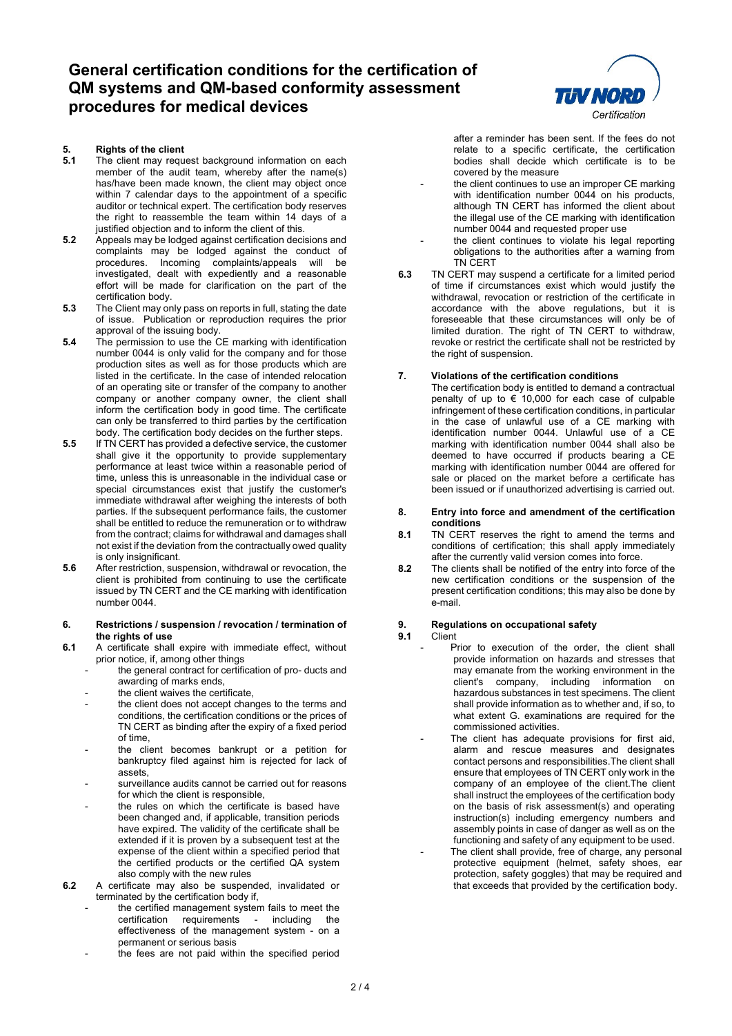# General certification conditions for the certification of QM systems and QM-based conformity assessment procedures for medical devices

## 5. Rights of the client

**5.1** The client may request background information on each member of the audit team, whereby after the name(s) has/have been made known, the client may object once within 7 calendar days to the appointment of a specific auditor or technical expert. The certification body reserves the right to reassemble the team within 14 days of a justified objection and to inform the client of this.

**5.2** Appeals may be lodged against certification decisions and complaints may be lodged against the conduct of procedures. Incoming complaints/appeals will be investigated, dealt with expediently and a reasonable effort will be made for clarification on the part of the certification body.

**5.3** The Client may only pass on reports in full, stating the date of issue. Publication or reproduction requires the prior approval of the issuing body.

**5.4** The permission to use the CE marking with identification number 0044 is only valid for the company and for those production sites as well as for those products which are listed in the certificate. In the case of intended relocation of an operating site or transfer of the company to another company or another company owner, the client shall inform the certification body in good time. The certificate can only be transferred to third parties by the certification body. The certification body decides on the further steps.

**5.5** If TN CERT has provided a defective service, the customer shall give it the opportunity to provide supplementary performance at least twice within a reasonable period of time, unless this is unreasonable in the individual case or special circumstances exist that justify the customer's immediate withdrawal after weighing the interests of both parties. If the subsequent performance fails, the customer shall be entitled to reduce the remuneration or to withdraw from the contract; claims for withdrawal and damages shall not exist if the deviation from the contractually owed quality is only insignificant.

**5.6** After restriction, suspension, withdrawal or revocation, the client is prohibited from continuing to use the certificate issued by TN CERT and the CE marking with identification number 0044.

## 6. Restrictions / suspension / revocation / termination of the rights of use

**6.1** A certificate shall expire with immediate effect, without prior notice, if, among other things

- the general contract for certification of pro- ducts and awarding of marks ends,
- the client waives the certificate,
- the client does not accept changes to the terms and conditions, the certification conditions or the prices of TN CERT as binding after the expiry of a fixed period of time,
- the client becomes bankrupt or a petition for bankruptcy filed against him is rejected for lack of assets,
- surveillance audits cannot be carried out for reasons for which the client is responsible,
- the rules on which the certificate is based have been changed and, if applicable, transition periods have expired. The validity of the certificate shall be extended if it is proven by a subsequent test at the expense of the client within a specified period that the certified products or the certified QA system also comply with the new rules

**6.2** A certificate may also be suspended, invalidated or terminated by the certification body if,

- the certified management system fails to meet the certification requirements - including the effectiveness of the management system - on a permanent or serious basis
- the fees are not paid within the specified period after a reminder has been sent. If the fees do not relate to a specific certificate, the certification bodies shall decide which certificate is to be covered by the measure
- the client continues to use an improper CE marking with identification number 0044 on his products, although TN CERT has informed the client about the illegal use of the CE marking with identification number 0044 and requested proper use
- the client continues to violate his legal reporting obligations to the authorities after a warning from TN CERT

**6.3** TN CERT may suspend a certificate for a limited period of time if circumstances exist which would justify the withdrawal, revocation or restriction of the certificate in accordance with the above regulations, but it is foreseeable that these circumstances will only be of limited duration. The right of TN CERT to withdraw, revoke or restrict the certificate shall not be restricted by the right of suspension.

## 7. Violations of the certification conditions

The certification body is entitled to demand a contractual penalty of up to € 10,000 for each case of culpable infringement of these certification conditions, in particular in the case of unlawful use of a CE marking with identification number 0044. Unlawful use of a CE marking with identification number 0044 shall also be deemed to have occurred if products bearing a CE marking with identification number 0044 are offered for sale or placed on the market before a certificate has been issued or if unauthorized advertising is carried out.

## 8. Entry into force and amendment of the certification conditions

**8.1** TN CERT reserves the right to amend the terms and conditions of certification; this shall apply immediately after the currently valid version comes into force.

**8.2** The clients shall be notified of the entry into force of the new certification conditions or the suspension of the present certification conditions; this may also be done by e-mail.

## 9. Regulations on occupational safety

**9.1** Client

- Prior to execution of the order, the client shall provide information on hazards and stresses that may emanate from the working environment in the client's company, including information on hazardous substances in test specimens. The client shall provide information as to whether and, if so, to what extent G. examinations are required for the commissioned activities.
- The client has adequate provisions for first aid, alarm and rescue measures and designates contact persons and responsibilities.The client shall ensure that employees of TN CERT only work in the company of an employee of the client.The client shall instruct the employees of the certification body on the basis of risk assessment(s) and operating instruction(s) including emergency numbers and assembly points in case of danger as well as on the functioning and safety of any equipment to be used.
- The client shall provide, free of charge, any personal protective equipment (helmet, safety shoes, ear protection, safety goggles) that may be required and that exceeds that provided by the certification body.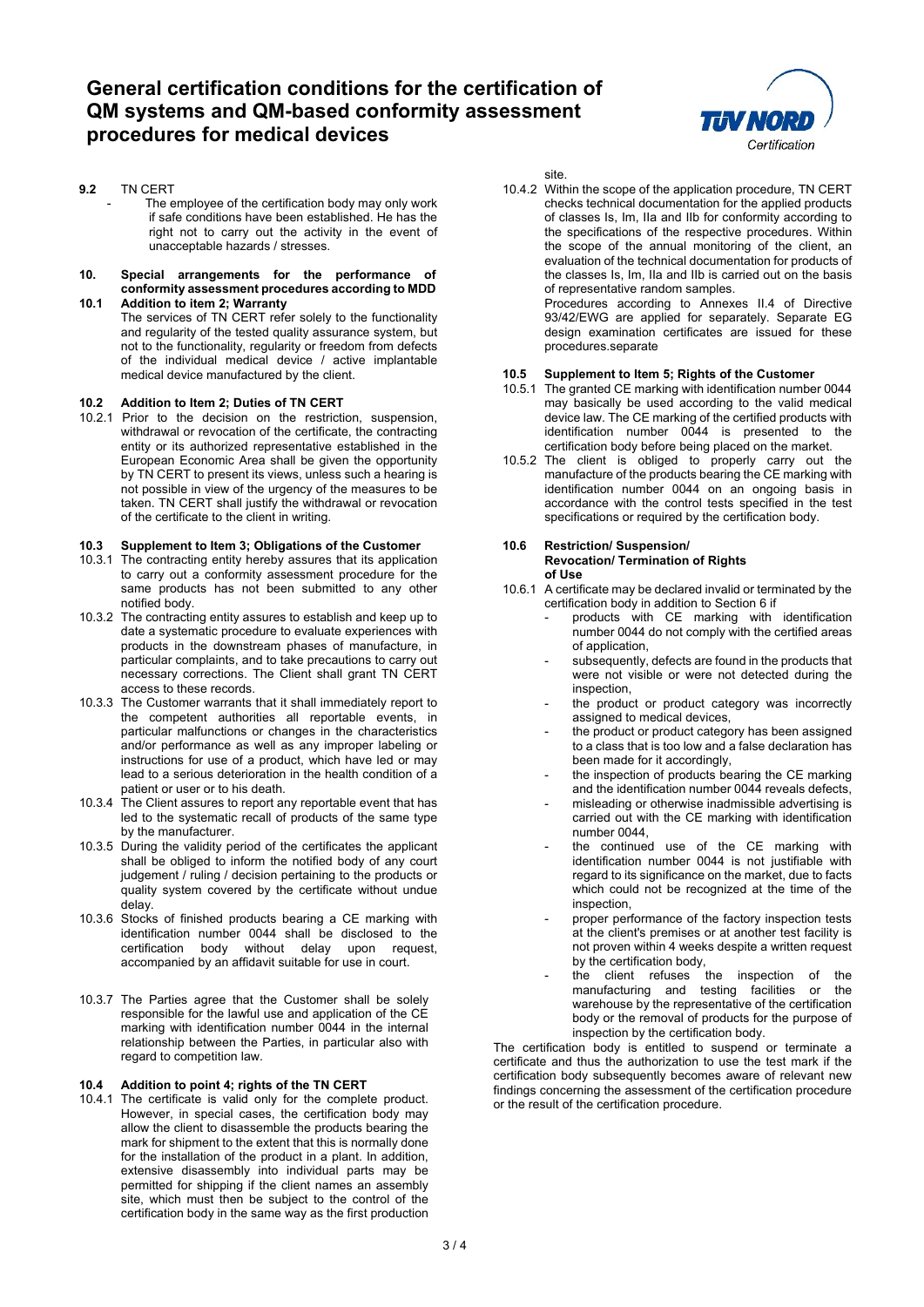**9.2** TN CERT

- The employee of the certification body may only work if safe conditions have been established. He has the right not to carry out the activity in the event of unacceptable hazards / stresses.

## 10. Special arrangements for the performance of conformity assessment procedures according to MDD

### 10.1 Addition to item 2; Warranty

The services of TN CERT refer solely to the functionality and regularity of the tested quality assurance system, but not to the functionality, regularity or freedom from defects of the individual medical device / active implantable medical device manufactured by the client.

### 10.2 Addition to Item 2; Duties of TN CERT

10.2.1 Prior to the decision on the restriction, suspension, withdrawal or revocation of the certificate, the contracting entity or its authorized representative established in the European Economic Area shall be given the opportunity by TN CERT to present its views, unless such a hearing is not possible in view of the urgency of the measures to be taken. TN CERT shall justify the withdrawal or revocation of the certificate to the client in writing.

### 10.3 Supplement to Item 3; Obligations of the Customer

10.3.1 The contracting entity hereby assures that its application to carry out a conformity assessment procedure for the same products has not been submitted to any other notified body.

10.3.2 The contracting entity assures to establish and keep up to date a systematic procedure to evaluate experiences with products in the downstream phases of manufacture, in particular complaints, and to take precautions to carry out necessary corrections. The Client shall grant TN CERT access to these records.

10.3.3 The Customer warrants that it shall immediately report to the competent authorities all reportable events, in particular malfunctions or changes in the characteristics and/or performance as well as any improper labeling or instructions for use of a product, which have led or may lead to a serious deterioration in the health condition of a patient or user or to his death.

10.3.4 The Client assures to report any reportable event that has led to the systematic recall of products of the same type by the manufacturer.

10.3.5 During the validity period of the certificates the applicant shall be obliged to inform the notified body of any court judgement / ruling / decision pertaining to the products or quality system covered by the certificate without undue delay.

10.3.6 Stocks of finished products bearing a CE marking with identification number 0044 shall be disclosed to the certification body without delay upon request, accompanied by an affidavit suitable for use in court.

10.3.7 The Parties agree that the Customer shall be solely responsible for the lawful use and application of the CE marking with identification number 0044 in the internal relationship between the Parties, in particular also with regard to competition law.

### 10.4 Addition to point 4; rights of the TN CERT

10.4.1 The certificate is valid only for the complete product. However, in special cases, the certification body may allow the client to disassemble the products bearing the mark for shipment to the extent that this is normally done for the installation of the product in a plant. In addition, extensive disassembly into individual parts may be permitted for shipping if the client names an assembly site, which must then be subject to the control of the certification body in the same way as the first production site.

10.4.2 Within the scope of the application procedure, TN CERT checks technical documentation for the applied products of classes Is, Im, IIa and IIb for conformity according to the specifications of the respective procedures. Within the scope of the annual monitoring of the client, an evaluation of the technical documentation for products of the classes Is, Im, IIa and IIb is carried out on the basis of representative random samples.
Procedures according to Annexes II.4 of Directive 93/42/EWG are applied for separately. Separate EG design examination certificates are issued for these procedures.separate

### 10.5 Supplement to Item 5; Rights of the Customer

10.5.1 The granted CE marking with identification number 0044 may basically be used according to the valid medical device law. The CE marking of the certified products with identification number 0044 is presented to the certification body before being placed on the market.

10.5.2 The client is obliged to properly carry out the manufacture of the products bearing the CE marking with identification number 0044 on an ongoing basis in accordance with the control tests specified in the test specifications or required by the certification body.

### 10.6 Restriction/ Suspension/ Revocation/ Termination of Rights of Use

10.6.1 A certificate may be declared invalid or terminated by the certification body in addition to Section 6 if

- products with CE marking with identification number 0044 do not comply with the certified areas of application,
- subsequently, defects are found in the products that were not visible or were not detected during the inspection,
- the product or product category was incorrectly assigned to medical devices,
- the product or product category has been assigned to a class that is too low and a false declaration has been made for it accordingly,
- the inspection of products bearing the CE marking and the identification number 0044 reveals defects,
- misleading or otherwise inadmissible advertising is carried out with the CE marking with identification number 0044,
- the continued use of the CE marking with identification number 0044 is not justifiable with regard to its significance on the market, due to facts which could not be recognized at the time of the inspection,
- proper performance of the factory inspection tests at the client's premises or at another test facility is not proven within 4 weeks despite a written request by the certification body,
- the client refuses the inspection of the manufacturing and testing facilities or the warehouse by the representative of the certification body or the removal of products for the purpose of inspection by the certification body.

The certification body is entitled to suspend or terminate a certificate and thus the authorization to use the test mark if the certification body subsequently becomes aware of relevant new findings concerning the assessment of the certification procedure or the result of the certification procedure.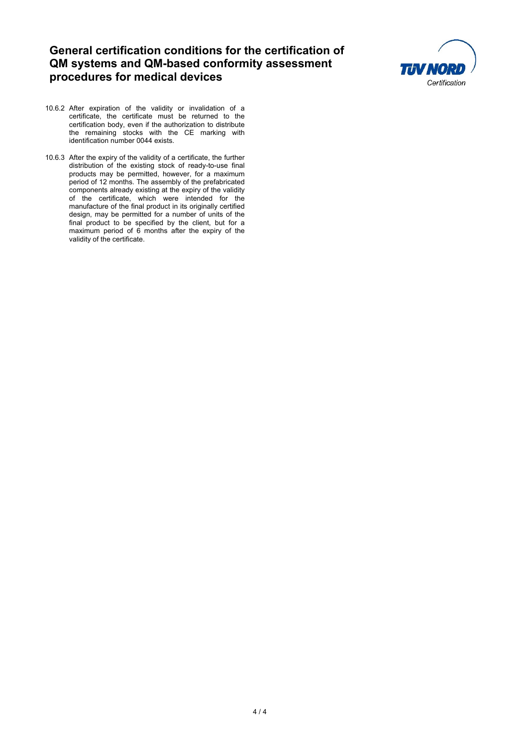10.6.2 After expiration of the validity or invalidation of a certificate, the certificate must be returned to the certification body, even if the authorization to distribute the remaining stocks with the CE marking with identification number 0044 exists.

10.6.3 After the expiry of the validity of a certificate, the further distribution of the existing stock of ready-to-use final products may be permitted, however, for a maximum period of 12 months. The assembly of the prefabricated components already existing at the expiry of the validity of the certificate, which were intended for the manufacture of the final product in its originally certified design, may be permitted for a number of units of the final product to be specified by the client, but for a maximum period of 6 months after the expiry of the validity of the certificate.